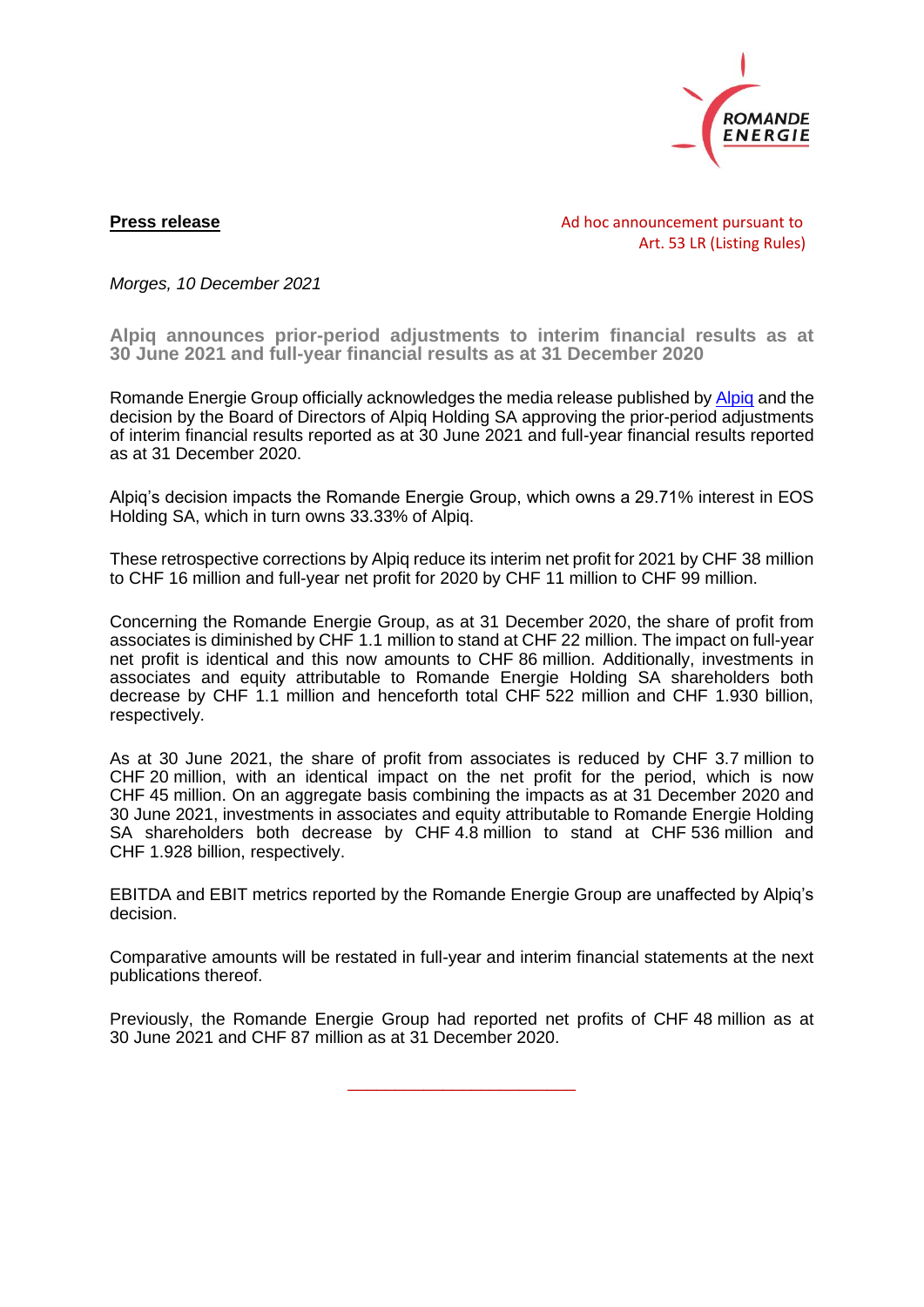**Press release**

Ad hoc announcement pursuant to Art. 53 LR (Listing Rules)

*Morges, 10 December 2021*

## Alpiq announces prior-period adjustments to interim financial results as at 30 June 2021 and full-year financial results as at 31 December 2020

Romande Energie Group officially acknowledges the media release published by Alpiq and the decision by the Board of Directors of Alpiq Holding SA approving the prior-period adjustments of interim financial results reported as at 30 June 2021 and full-year financial results reported as at 31 December 2020.

Alpiq's decision impacts the Romande Energie Group, which owns a 29.71% interest in EOS Holding SA, which in turn owns 33.33% of Alpiq.

These retrospective corrections by Alpiq reduce its interim net profit for 2021 by CHF 38 million to CHF 16 million and full-year net profit for 2020 by CHF 11 million to CHF 99 million.

Concerning the Romande Energie Group, as at 31 December 2020, the share of profit from associates is diminished by CHF 1.1 million to stand at CHF 22 million. The impact on full-year net profit is identical and this now amounts to CHF 86 million. Additionally, investments in associates and equity attributable to Romande Energie Holding SA shareholders both decrease by CHF 1.1 million and henceforth total CHF 522 million and CHF 1.930 billion, respectively.

As at 30 June 2021, the share of profit from associates is reduced by CHF 3.7 million to CHF 20 million, with an identical impact on the net profit for the period, which is now CHF 45 million. On an aggregate basis combining the impacts as at 31 December 2020 and 30 June 2021, investments in associates and equity attributable to Romande Energie Holding SA shareholders both decrease by CHF 4.8 million to stand at CHF 536 million and CHF 1.928 billion, respectively.

EBITDA and EBIT metrics reported by the Romande Energie Group are unaffected by Alpiq's decision.

Comparative amounts will be restated in full-year and interim financial statements at the next publications thereof.

Previously, the Romande Energie Group had reported net profits of CHF 48 million as at 30 June 2021 and CHF 87 million as at 31 December 2020.

---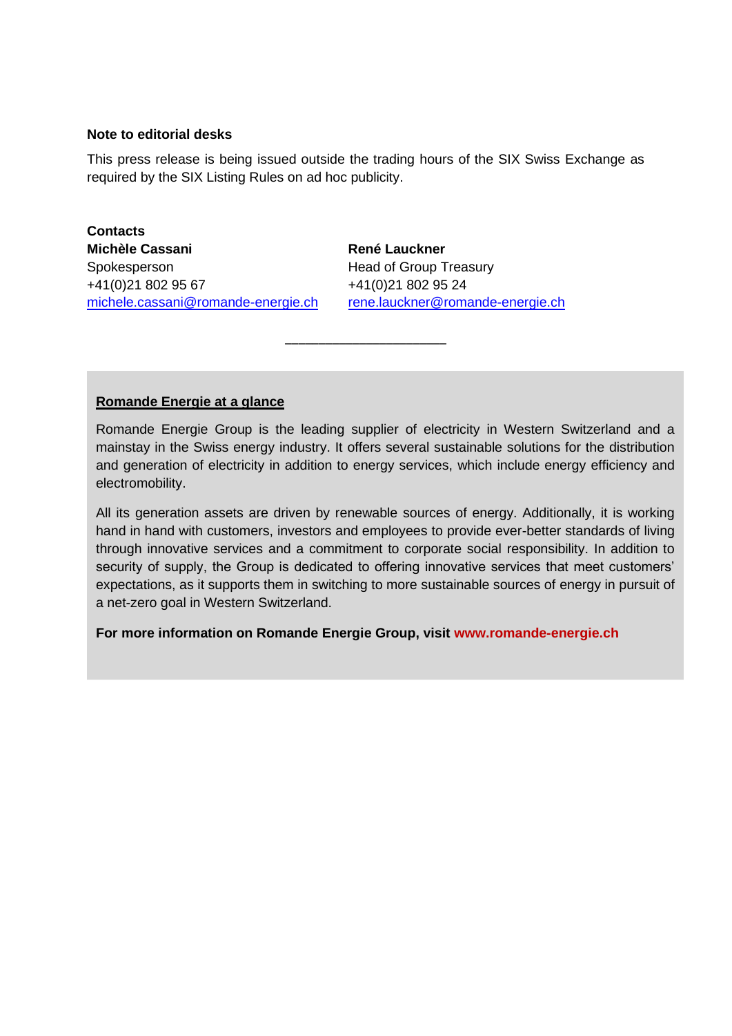**Note to editorial desks**

This press release is being issued outside the trading hours of the SIX Swiss Exchange as required by the SIX Listing Rules on ad hoc publicity.

**Contacts**

**Michèle Cassani**
Spokesperson
+41(0)21 802 95 67
michele.cassani@romande-energie.ch

**René Lauckner**
Head of Group Treasury
+41(0)21 802 95 24
rene.lauckner@romande-energie.ch

---

**Romande Energie at a glance**

Romande Energie Group is the leading supplier of electricity in Western Switzerland and a mainstay in the Swiss energy industry. It offers several sustainable solutions for the distribution and generation of electricity in addition to energy services, which include energy efficiency and electromobility.

All its generation assets are driven by renewable sources of energy. Additionally, it is working hand in hand with customers, investors and employees to provide ever-better standards of living through innovative services and a commitment to corporate social responsibility. In addition to security of supply, the Group is dedicated to offering innovative services that meet customers' expectations, as it supports them in switching to more sustainable sources of energy in pursuit of a net-zero goal in Western Switzerland.

**For more information on Romande Energie Group, visit www.romande-energie.ch**